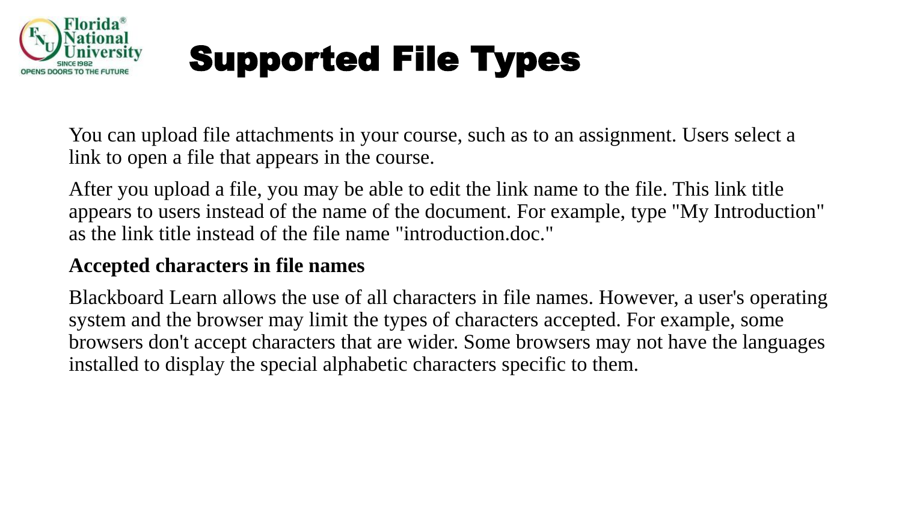# Supported File Types

You can upload file attachments in your course, such as to an assignment. Users select a link to open a file that appears in the course.

After you upload a file, you may be able to edit the link name to the file. This link title appears to users instead of the name of the document. For example, type "My Introduction" as the link title instead of the file name "introduction.doc."

**Accepted characters in file names**

Blackboard Learn allows the use of all characters in file names. However, a user's operating system and the browser may limit the types of characters accepted. For example, some browsers don't accept characters that are wider. Some browsers may not have the languages installed to display the special alphabetic characters specific to them.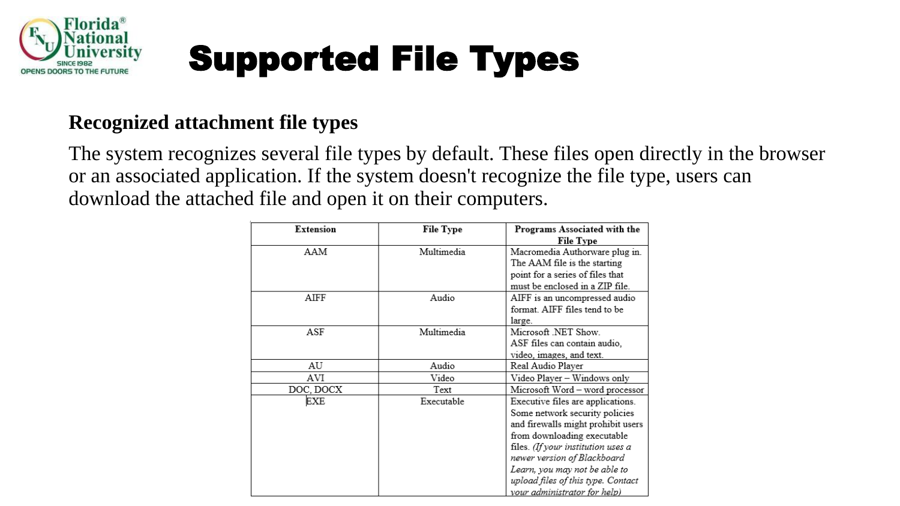# Supported File Types

**Recognized attachment file types**

The system recognizes several file types by default. These files open directly in the browser or an associated application. If the system doesn't recognize the file type, users can download the attached file and open it on their computers.

| Extension | File Type | Programs Associated with the File Type |
|---|---|---|
| AAM | Multimedia | Macromedia Authorware plug in. The AAM file is the starting point for a series of files that must be enclosed in a ZIP file. |
| AIFF | Audio | AIFF is an uncompressed audio format. AIFF files tend to be large. |
| ASF | Multimedia | Microsoft .NET Show. ASF files can contain audio, video, images, and text. |
| AU | Audio | Real Audio Player |
| AVI | Video | Video Player – Windows only |
| DOC, DOCX | Text | Microsoft Word – word processor |
| EXE | Executable | Executive files are applications. Some network security policies and firewalls might prohibit users from downloading executable files. *(If your institution uses a newer version of Blackboard Learn, you may not be able to upload files of this type. Contact your administrator for help)* |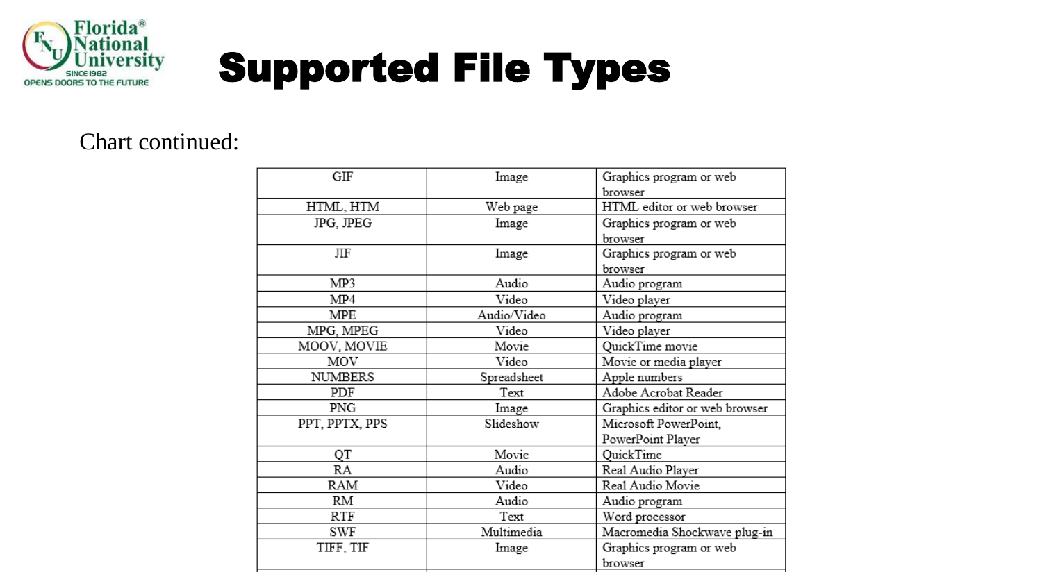# Supported File Types

Chart continued:

| | | |
|---|---|---|
| GIF | Image | Graphics program or web browser |
| HTML, HTM | Web page | HTML editor or web browser |
| JPG, JPEG | Image | Graphics program or web browser |
| JIF | Image | Graphics program or web browser |
| MP3 | Audio | Audio program |
| MP4 | Video | Video player |
| MPE | Audio/Video | Audio program |
| MPG, MPEG | Video | Video player |
| MOOV, MOVIE | Movie | QuickTime movie |
| MOV | Video | Movie or media player |
| NUMBERS | Spreadsheet | Apple numbers |
| PDF | Text | Adobe Acrobat Reader |
| PNG | Image | Graphics editor or web browser |
| PPT, PPTX, PPS | Slideshow | Microsoft PowerPoint, PowerPoint Player |
| QT | Movie | QuickTime |
| RA | Audio | Real Audio Player |
| RAM | Video | Real Audio Movie |
| RM | Audio | Audio program |
| RTF | Text | Word processor |
| SWF | Multimedia | Macromedia Shockwave plug-in |
| TIFF, TIF | Image | Graphics program or web browser |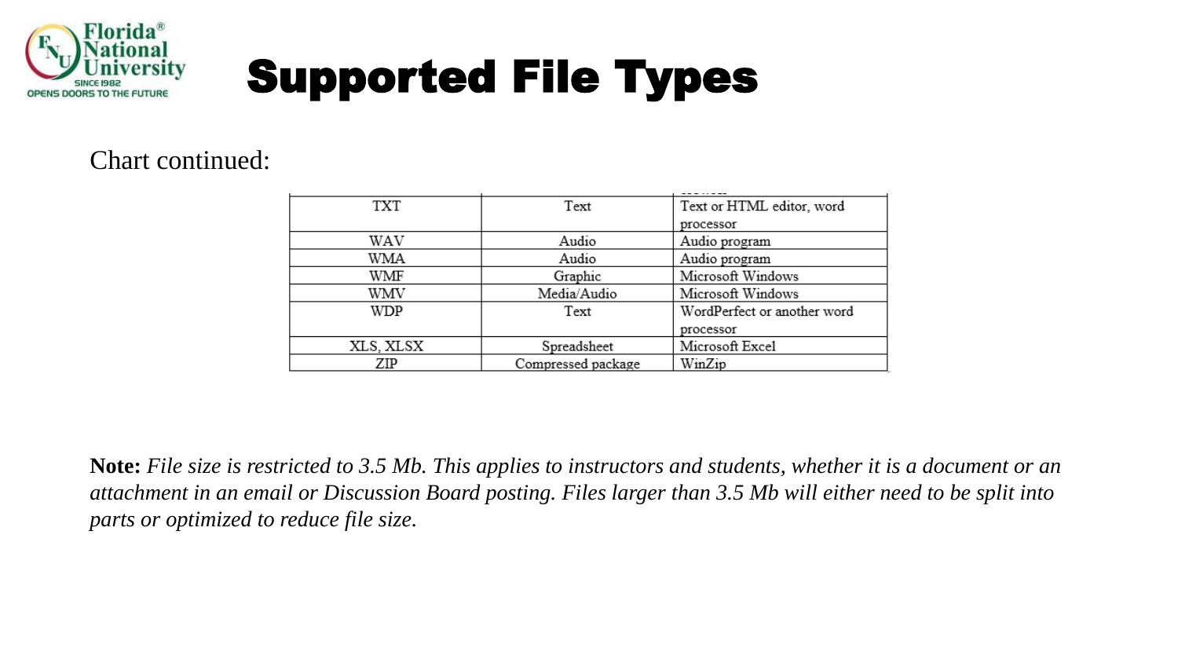# Supported File Types

Chart continued:

| | | |
|---|---|---|
| TXT | Text | Text or HTML editor, word processor |
| WAV | Audio | Audio program |
| WMA | Audio | Audio program |
| WMF | Graphic | Microsoft Windows |
| WMV | Media/Audio | Microsoft Windows |
| WDP | Text | WordPerfect or another word processor |
| XLS, XLSX | Spreadsheet | Microsoft Excel |
| ZIP | Compressed package | WinZip |

**Note:** *File size is restricted to 3.5 Mb. This applies to instructors and students, whether it is a document or an attachment in an email or Discussion Board posting. Files larger than 3.5 Mb will either need to be split into parts or optimized to reduce file size.*